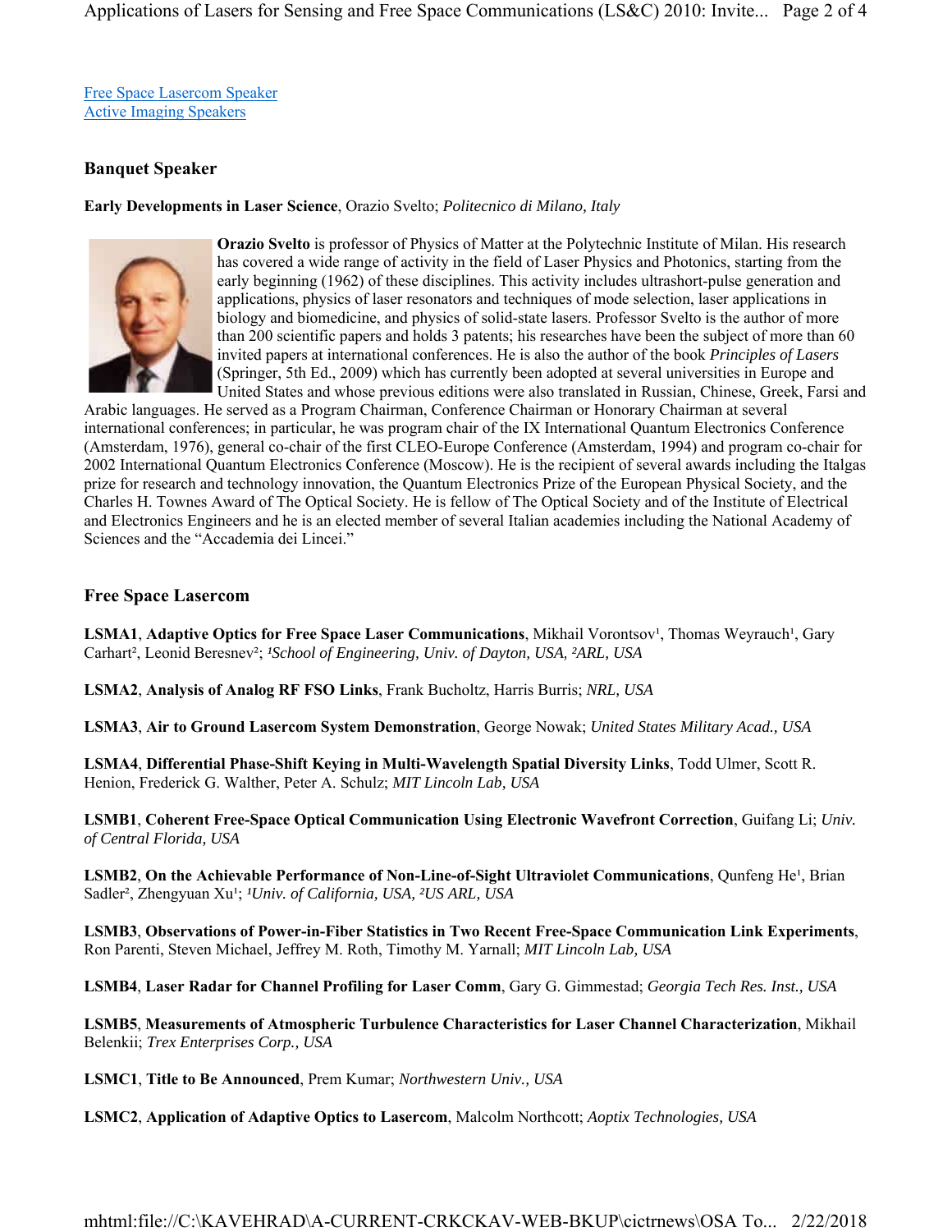[Free Space Lasercom Speaker](#)
[Active Imaging Speakers](#)

## Banquet Speaker

**Early Developments in Laser Science**, Orazio Svelto; *Politecnico di Milano, Italy*

**Orazio Svelto** is professor of Physics of Matter at the Polytechnic Institute of Milan. His research has covered a wide range of activity in the field of Laser Physics and Photonics, starting from the early beginning (1962) of these disciplines. This activity includes ultrashort-pulse generation and applications, physics of laser resonators and techniques of mode selection, laser applications in biology and biomedicine, and physics of solid-state lasers. Professor Svelto is the author of more than 200 scientific papers and holds 3 patents; his researches have been the subject of more than 60 invited papers at international conferences. He is also the author of the book *Principles of Lasers* (Springer, 5th Ed., 2009) which has currently been adopted at several universities in Europe and United States and whose previous editions were also translated in Russian, Chinese, Greek, Farsi and Arabic languages. He served as a Program Chairman, Conference Chairman or Honorary Chairman at several international conferences; in particular, he was program chair of the IX International Quantum Electronics Conference (Amsterdam, 1976), general co-chair of the first CLEO-Europe Conference (Amsterdam, 1994) and program co-chair for 2002 International Quantum Electronics Conference (Moscow). He is the recipient of several awards including the Italgas prize for research and technology innovation, the Quantum Electronics Prize of the European Physical Society, and the Charles H. Townes Award of The Optical Society. He is fellow of The Optical Society and of the Institute of Electrical and Electronics Engineers and he is an elected member of several Italian academies including the National Academy of Sciences and the "Accademia dei Lincei."

## Free Space Lasercom

**LSMA1**, **Adaptive Optics for Free Space Laser Communications**, Mikhail Vorontsov[1], Thomas Weyrauch[1], Gary Carhart[2], Leonid Beresnev[2]; *[1]School of Engineering, Univ. of Dayton, USA, [2]ARL, USA*

**LSMA2**, **Analysis of Analog RF FSO Links**, Frank Bucholtz, Harris Burris; *NRL, USA*

**LSMA3**, **Air to Ground Lasercom System Demonstration**, George Nowak; *United States Military Acad., USA*

**LSMA4**, **Differential Phase-Shift Keying in Multi-Wavelength Spatial Diversity Links**, Todd Ulmer, Scott R. Henion, Frederick G. Walther, Peter A. Schulz; *MIT Lincoln Lab, USA*

**LSMB1**, **Coherent Free-Space Optical Communication Using Electronic Wavefront Correction**, Guifang Li; *Univ. of Central Florida, USA*

**LSMB2**, **On the Achievable Performance of Non-Line-of-Sight Ultraviolet Communications**, Qunfeng He[1], Brian Sadler[2], Zhengyuan Xu[1]; *[1]Univ. of California, USA, [2]US ARL, USA*

**LSMB3**, **Observations of Power-in-Fiber Statistics in Two Recent Free-Space Communication Link Experiments**, Ron Parenti, Steven Michael, Jeffrey M. Roth, Timothy M. Yarnall; *MIT Lincoln Lab, USA*

**LSMB4**, **Laser Radar for Channel Profiling for Laser Comm**, Gary G. Gimmestad; *Georgia Tech Res. Inst., USA*

**LSMB5**, **Measurements of Atmospheric Turbulence Characteristics for Laser Channel Characterization**, Mikhail Belenkii; *Trex Enterprises Corp., USA*

**LSMC1**, **Title to Be Announced**, Prem Kumar; *Northwestern Univ., USA*

**LSMC2**, **Application of Adaptive Optics to Lasercom**, Malcolm Northcott; *Aoptix Technologies, USA*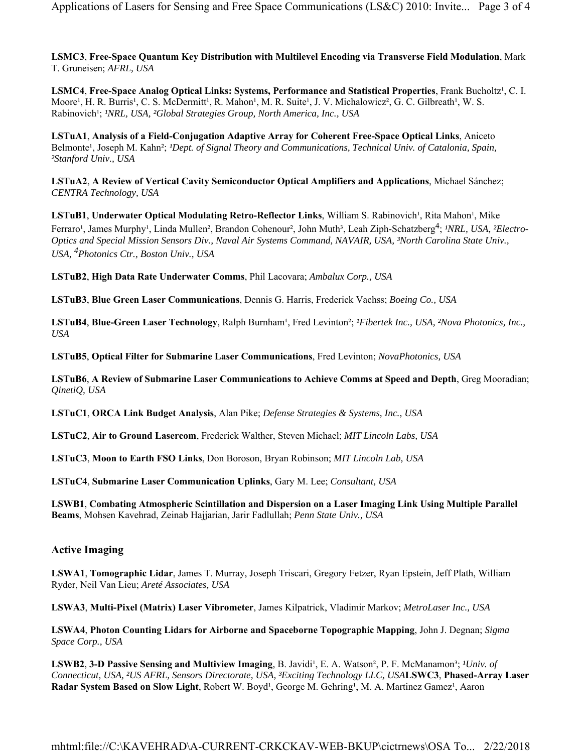**LSMC3**, **Free-Space Quantum Key Distribution with Multilevel Encoding via Transverse Field Modulation**, Mark T. Gruneisen; *AFRL, USA*

**LSMC4**, **Free-Space Analog Optical Links: Systems, Performance and Statistical Properties**, Frank Bucholtz[1], C. I. Moore[1], H. R. Burris[1], C. S. McDermitt[1], R. Mahon[1], M. R. Suite[1], J. V. Michalowicz[2], G. C. Gilbreath[1], W. S. Rabinovich[1]; *[1]NRL, USA, [2]Global Strategies Group, North America, Inc., USA*

**LSTuA1**, **Analysis of a Field-Conjugation Adaptive Array for Coherent Free-Space Optical Links**, Aniceto Belmonte[1], Joseph M. Kahn[2]; *[1]Dept. of Signal Theory and Communications, Technical Univ. of Catalonia, Spain, [2]Stanford Univ., USA*

**LSTuA2**, **A Review of Vertical Cavity Semiconductor Optical Amplifiers and Applications**, Michael Sánchez; *CENTRA Technology, USA*

**LSTuB1**, **Underwater Optical Modulating Retro-Reflector Links**, William S. Rabinovich[1], Rita Mahon[1], Mike Ferraro[1], James Murphy[1], Linda Mullen[2], Brandon Cohenour[2], John Muth[3], Leah Ziph-Schatzberg[4]; *[1]NRL, USA, [2]Electro-Optics and Special Mission Sensors Div., Naval Air Systems Command, NAVAIR, USA, [3]North Carolina State Univ., USA, [4]Photonics Ctr., Boston Univ., USA*

**LSTuB2**, **High Data Rate Underwater Comms**, Phil Lacovara; *Ambalux Corp., USA*

**LSTuB3**, **Blue Green Laser Communications**, Dennis G. Harris, Frederick Vachss; *Boeing Co., USA*

**LSTuB4**, **Blue-Green Laser Technology**, Ralph Burnham[1], Fred Levinton[2]; *[1]Fibertek Inc., USA, [2]Nova Photonics, Inc., USA*

**LSTuB5**, **Optical Filter for Submarine Laser Communications**, Fred Levinton; *NovaPhotonics, USA*

**LSTuB6**, **A Review of Submarine Laser Communications to Achieve Comms at Speed and Depth**, Greg Mooradian; *QinetiQ, USA*

**LSTuC1**, **ORCA Link Budget Analysis**, Alan Pike; *Defense Strategies & Systems, Inc., USA*

**LSTuC2**, **Air to Ground Lasercom**, Frederick Walther, Steven Michael; *MIT Lincoln Labs, USA*

**LSTuC3**, **Moon to Earth FSO Links**, Don Boroson, Bryan Robinson; *MIT Lincoln Lab, USA*

**LSTuC4**, **Submarine Laser Communication Uplinks**, Gary M. Lee; *Consultant, USA*

**LSWB1**, **Combating Atmospheric Scintillation and Dispersion on a Laser Imaging Link Using Multiple Parallel Beams**, Mohsen Kavehrad, Zeinab Hajjarian, Jarir Fadlullah; *Penn State Univ., USA*

### Active Imaging

**LSWA1**, **Tomographic Lidar**, James T. Murray, Joseph Triscari, Gregory Fetzer, Ryan Epstein, Jeff Plath, William Ryder, Neil Van Lieu; *Areté Associates, USA*

**LSWA3**, **Multi-Pixel (Matrix) Laser Vibrometer**, James Kilpatrick, Vladimir Markov; *MetroLaser Inc., USA*

**LSWA4**, **Photon Counting Lidars for Airborne and Spaceborne Topographic Mapping**, John J. Degnan; *Sigma Space Corp., USA*

**LSWB2**, **3-D Passive Sensing and Multiview Imaging**, B. Javidi[1], E. A. Watson[2], P. F. McManamon[3]; *[1]Univ. of Connecticut, USA, [2]US AFRL, Sensors Directorate, USA, [3]Exciting Technology LLC, USA***LSWC3**, **Phased-Array Laser Radar System Based on Slow Light**, Robert W. Boyd[1], George M. Gehring[1], M. A. Martinez Gamez[1], Aaron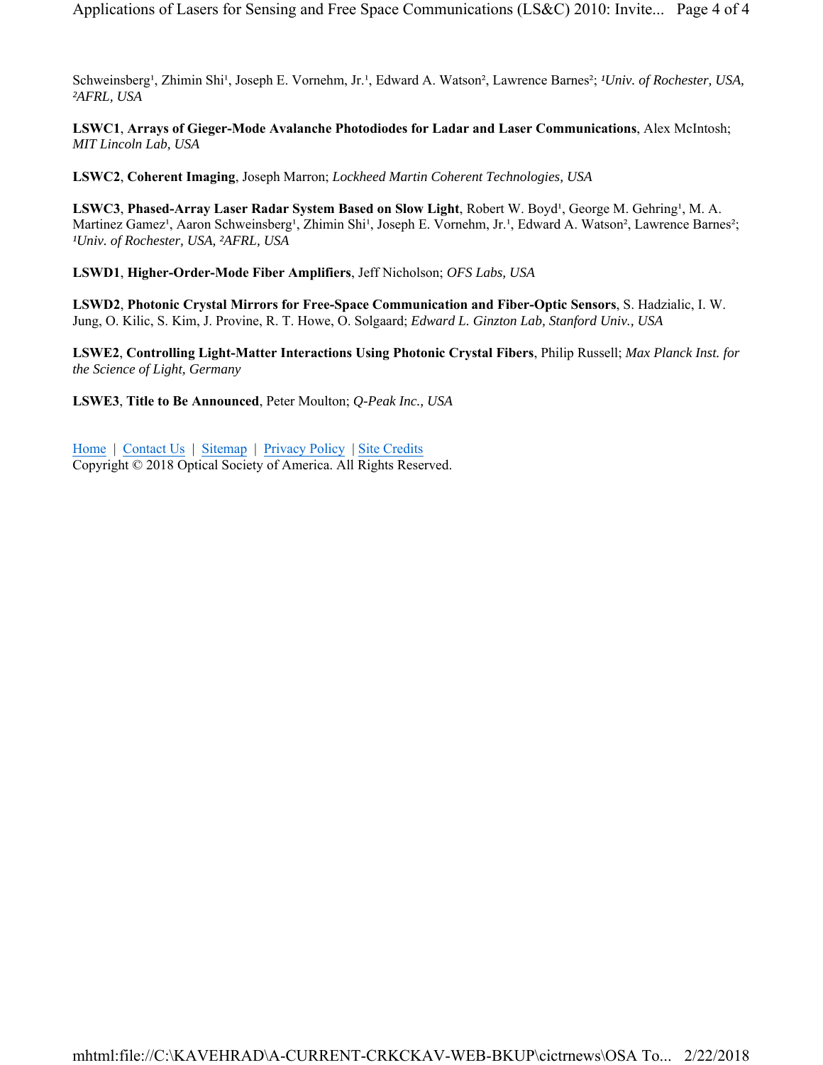Schweinsberg[1], Zhimin Shi[1], Joseph E. Vornehm, Jr.[1], Edward A. Watson[2], Lawrence Barnes[2]; *[1]Univ. of Rochester, USA, [2]AFRL, USA*

**LSWC1**, **Arrays of Gieger-Mode Avalanche Photodiodes for Ladar and Laser Communications**, Alex McIntosh; *MIT Lincoln Lab, USA*

**LSWC2**, **Coherent Imaging**, Joseph Marron; *Lockheed Martin Coherent Technologies, USA*

**LSWC3**, **Phased-Array Laser Radar System Based on Slow Light**, Robert W. Boyd[1], George M. Gehring[1], M. A. Martinez Gamez[1], Aaron Schweinsberg[1], Zhimin Shi[1], Joseph E. Vornehm, Jr.[1], Edward A. Watson[2], Lawrence Barnes[2]; *[1]Univ. of Rochester, USA, [2]AFRL, USA*

**LSWD1**, **Higher-Order-Mode Fiber Amplifiers**, Jeff Nicholson; *OFS Labs, USA*

**LSWD2**, **Photonic Crystal Mirrors for Free-Space Communication and Fiber-Optic Sensors**, S. Hadzialic, I. W. Jung, O. Kilic, S. Kim, J. Provine, R. T. Howe, O. Solgaard; *Edward L. Ginzton Lab, Stanford Univ., USA*

**LSWE2**, **Controlling Light-Matter Interactions Using Photonic Crystal Fibers**, Philip Russell; *Max Planck Inst. for the Science of Light, Germany*

**LSWE3**, **Title to Be Announced**, Peter Moulton; *Q-Peak Inc., USA*

Home | Contact Us | Sitemap | Privacy Policy | Site Credits
Copyright © 2018 Optical Society of America. All Rights Reserved.